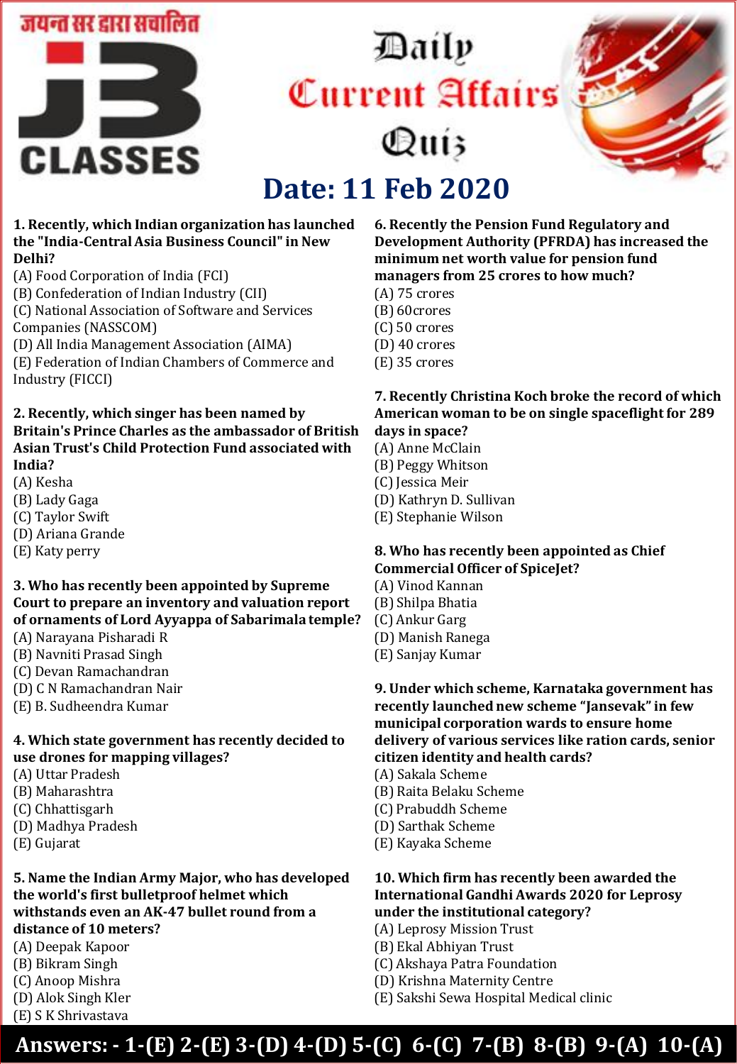जयन्त सर द्वारा संचालित

J3 CLASSES

# Daily Current Affairs Quiz

## Date: 11 Feb 2020

**1. Recently, which Indian organization has launched the "India-Central Asia Business Council" in New Delhi?**
(A) Food Corporation of India (FCI)
(B) Confederation of Indian Industry (CII)
(C) National Association of Software and Services Companies (NASSCOM)
(D) All India Management Association (AIMA)
(E) Federation of Indian Chambers of Commerce and Industry (FICCI)

**2. Recently, which singer has been named by Britain's Prince Charles as the ambassador of British Asian Trust's Child Protection Fund associated with India?**
(A) Kesha
(B) Lady Gaga
(C) Taylor Swift
(D) Ariana Grande
(E) Katy perry

**3. Who has recently been appointed by Supreme Court to prepare an inventory and valuation report of ornaments of Lord Ayyappa of Sabarimala temple?**
(A) Narayana Pisharadi R
(B) Navniti Prasad Singh
(C) Devan Ramachandran
(D) C N Ramachandran Nair
(E) B. Sudheendra Kumar

**4. Which state government has recently decided to use drones for mapping villages?**
(A) Uttar Pradesh
(B) Maharashtra
(C) Chhattisgarh
(D) Madhya Pradesh
(E) Gujarat

**5. Name the Indian Army Major, who has developed the world's first bulletproof helmet which withstands even an AK-47 bullet round from a distance of 10 meters?**
(A) Deepak Kapoor
(B) Bikram Singh
(C) Anoop Mishra
(D) Alok Singh Kler
(E) S K Shrivastava

**6. Recently the Pension Fund Regulatory and Development Authority (PFRDA) has increased the minimum net worth value for pension fund managers from 25 crores to how much?**
(A) 75 crores
(B) 60crores
(C) 50 crores
(D) 40 crores
(E) 35 crores

**7. Recently Christina Koch broke the record of which American woman to be on single spaceflight for 289 days in space?**
(A) Anne McClain
(B) Peggy Whitson
(C) Jessica Meir
(D) Kathryn D. Sullivan
(E) Stephanie Wilson

**8. Who has recently been appointed as Chief Commercial Officer of SpiceJet?**
(A) Vinod Kannan
(B) Shilpa Bhatia
(C) Ankur Garg
(D) Manish Ranega
(E) Sanjay Kumar

**9. Under which scheme, Karnataka government has recently launched new scheme "Jansevak" in few municipal corporation wards to ensure home delivery of various services like ration cards, senior citizen identity and health cards?**
(A) Sakala Scheme
(B) Raita Belaku Scheme
(C) Prabuddh Scheme
(D) Sarthak Scheme
(E) Kayaka Scheme

**10. Which firm has recently been awarded the International Gandhi Awards 2020 for Leprosy under the institutional category?**
(A) Leprosy Mission Trust
(B) Ekal Abhiyan Trust
(C) Akshaya Patra Foundation
(D) Krishna Maternity Centre
(E) Sakshi Sewa Hospital Medical clinic

**Answers: - 1-(E) 2-(E) 3-(D) 4-(D) 5-(C) 6-(C) 7-(B) 8-(B) 9-(A) 10-(A)**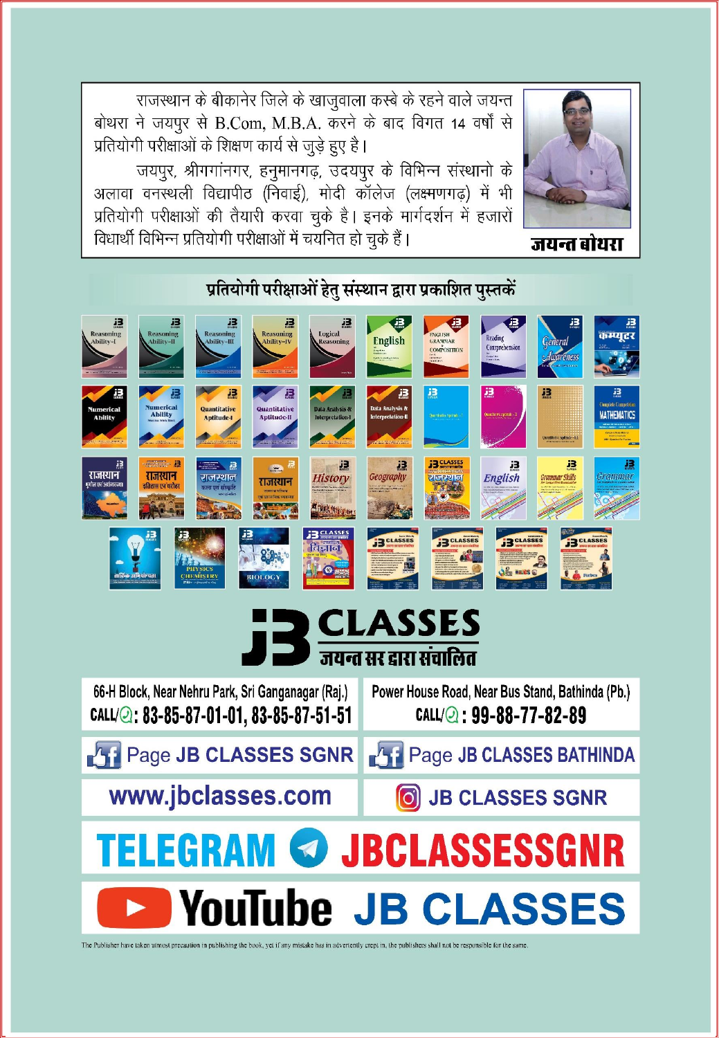राजस्थान के बीकानेर जिले के खाजुवाला कस्बे के रहने वाले जयन्त बोथरा ने जयपुर से B.Com, M.B.A. करने के बाद विगत 14 वर्षों से प्रतियोगी परीक्षाओं के शिक्षण कार्य से जुड़े हुए है।

जयपुर, श्रीगगांनगर, हनुमानगढ़, उदयपुर के विभिन्न संस्थानो के अलावा वनस्थली विद्यापीठ (निवाई), मोदी कॉलेज (लक्ष्मणगढ़) में भी प्रतियोगी परीक्षाओं की तैयारी करवा चुके है। इनके मार्गदर्शन में हजारों विद्यार्थी विभिन्न प्रतियोगी परीक्षाओं में चयनित हो चुके हैं।

**जयन्त बोथरा**

## प्रतियोगी परीक्षाओं हेतु संस्थान द्वारा प्रकाशित पुस्तकें

# JB CLASSES

**जयन्त सर द्वारा संचालित**

66-H Block, Near Nehru Park, Sri Ganganagar (Raj.)
CALL/: 83-85-87-01-01, 83-85-87-51-51

Power House Road, Near Bus Stand, Bathinda (Pb.)
CALL/: 99-88-77-82-89

Page JB CLASSES SGNR

Page JB CLASSES BATHINDA

www.jbclasses.com

JB CLASSES SGNR

TELEGRAM JBCLASSESSGNR

YouTube JB CLASSES

The Publisher have taken utmost precaution in publishing the book, yet if any mistake has inadvertently crept in, the publishers shall not be responsible for the same.